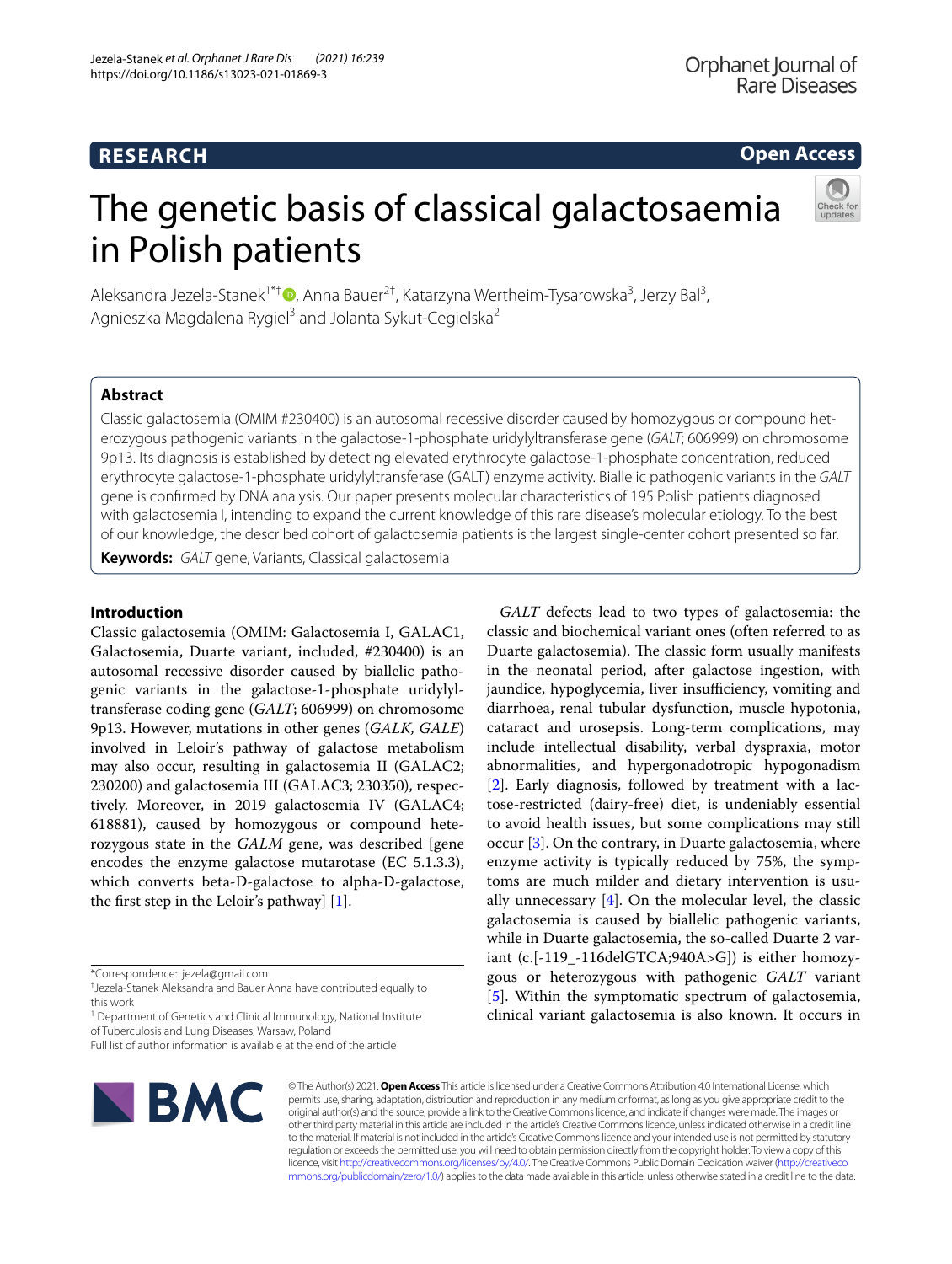RESEARCH

Open Access

# The genetic basis of classical galactosaemia in Polish patients

Aleksandra Jezela-Stanek[1*†], Anna Bauer[2†], Katarzyna Wertheim-Tysarowska[3], Jerzy Bal[3], Agnieszka Magdalena Rygiel[3] and Jolanta Sykut-Cegielska[2]

## Abstract

Classic galactosemia (OMIM #230400) is an autosomal recessive disorder caused by homozygous or compound heterozygous pathogenic variants in the galactose-1-phosphate uridylyltransferase gene (*GALT*; 606999) on chromosome 9p13. Its diagnosis is established by detecting elevated erythrocyte galactose-1-phosphate concentration, reduced erythrocyte galactose-1-phosphate uridylyltransferase (GALT) enzyme activity. Biallelic pathogenic variants in the *GALT* gene is confirmed by DNA analysis. Our paper presents molecular characteristics of 195 Polish patients diagnosed with galactosemia I, intending to expand the current knowledge of this rare disease's molecular etiology. To the best of our knowledge, the described cohort of galactosemia patients is the largest single-center cohort presented so far.

**Keywords:** *GALT* gene, Variants, Classical galactosemia

## Introduction

Classic galactosemia (OMIM: Galactosemia I, GALAC1, Galactosemia, Duarte variant, included, #230400) is an autosomal recessive disorder caused by biallelic pathogenic variants in the galactose-1-phosphate uridylyltransferase coding gene (*GALT*; 606999) on chromosome 9p13. However, mutations in other genes (*GALK, GALE*) involved in Leloir's pathway of galactose metabolism may also occur, resulting in galactosemia II (GALAC2; 230200) and galactosemia III (GALAC3; 230350), respectively. Moreover, in 2019 galactosemia IV (GALAC4; 618881), caused by homozygous or compound heterozygous state in the *GALM* gene, was described [gene encodes the enzyme galactose mutarotase (EC 5.1.3.3), which converts beta-D-galactose to alpha-D-galactose, the first step in the Leloir's pathway] [1].

*GALT* defects lead to two types of galactosemia: the classic and biochemical variant ones (often referred to as Duarte galactosemia). The classic form usually manifests in the neonatal period, after galactose ingestion, with jaundice, hypoglycemia, liver insufficiency, vomiting and diarrhoea, renal tubular dysfunction, muscle hypotonia, cataract and urosepsis. Long-term complications, may include intellectual disability, verbal dyspraxia, motor abnormalities, and hypergonadotropic hypogonadism [2]. Early diagnosis, followed by treatment with a lactose-restricted (dairy-free) diet, is undeniably essential to avoid health issues, but some complications may still occur [3]. On the contrary, in Duarte galactosemia, where enzyme activity is typically reduced by 75%, the symptoms are much milder and dietary intervention is usually unnecessary [4]. On the molecular level, the classic galactosemia is caused by biallelic pathogenic variants, while in Duarte galactosemia, the so-called Duarte 2 variant (c.[-119_-116delGTCA;940A>G]) is either homozygous or heterozygous with pathogenic *GALT* variant [5]. Within the symptomatic spectrum of galactosemia, clinical variant galactosemia is also known. It occurs in

*Correspondence: jezela@gmail.com
†Jezela-Stanek Aleksandra and Bauer Anna have contributed equally to this work
[1] Department of Genetics and Clinical Immunology, National Institute of Tuberculosis and Lung Diseases, Warsaw, Poland
Full list of author information is available at the end of the article

© The Author(s) 2021. **Open Access** This article is licensed under a Creative Commons Attribution 4.0 International License, which permits use, sharing, adaptation, distribution and reproduction in any medium or format, as long as you give appropriate credit to the original author(s) and the source, provide a link to the Creative Commons licence, and indicate if changes were made. The images or other third party material in this article are included in the article's Creative Commons licence, unless indicated otherwise in a credit line to the material. If material is not included in the article's Creative Commons licence and your intended use is not permitted by statutory regulation or exceeds the permitted use, you will need to obtain permission directly from the copyright holder. To view a copy of this licence, visit http://creativecommons.org/licenses/by/4.0/. The Creative Commons Public Domain Dedication waiver (http://creativecommons.org/publicdomain/zero/1.0/) applies to the data made available in this article, unless otherwise stated in a credit line to the data.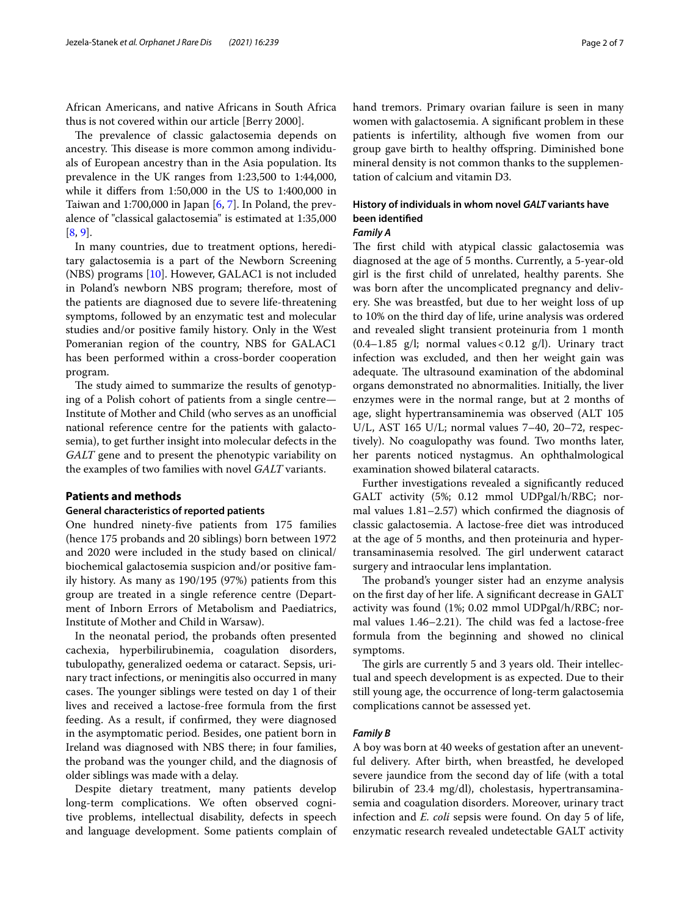African Americans, and native Africans in South Africa thus is not covered within our article [Berry 2000].

The prevalence of classic galactosemia depends on ancestry. This disease is more common among individuals of European ancestry than in the Asia population. Its prevalence in the UK ranges from 1:23,500 to 1:44,000, while it differs from 1:50,000 in the US to 1:400,000 in Taiwan and 1:700,000 in Japan [6, 7]. In Poland, the prevalence of "classical galactosemia" is estimated at 1:35,000 [8, 9].

In many countries, due to treatment options, hereditary galactosemia is a part of the Newborn Screening (NBS) programs [10]. However, GALAC1 is not included in Poland's newborn NBS program; therefore, most of the patients are diagnosed due to severe life-threatening symptoms, followed by an enzymatic test and molecular studies and/or positive family history. Only in the West Pomeranian region of the country, NBS for GALAC1 has been performed within a cross-border cooperation program.

The study aimed to summarize the results of genotyping of a Polish cohort of patients from a single centre—Institute of Mother and Child (who serves as an unofficial national reference centre for the patients with galactosemia), to get further insight into molecular defects in the *GALT* gene and to present the phenotypic variability on the examples of two families with novel *GALT* variants.

## Patients and methods

### General characteristics of reported patients

One hundred ninety-five patients from 175 families (hence 175 probands and 20 siblings) born between 1972 and 2020 were included in the study based on clinical/biochemical galactosemia suspicion and/or positive family history. As many as 190/195 (97%) patients from this group are treated in a single reference centre (Department of Inborn Errors of Metabolism and Paediatrics, Institute of Mother and Child in Warsaw).

In the neonatal period, the probands often presented cachexia, hyperbilirubinemia, coagulation disorders, tubulopathy, generalized oedema or cataract. Sepsis, urinary tract infections, or meningitis also occurred in many cases. The younger siblings were tested on day 1 of their lives and received a lactose-free formula from the first feeding. As a result, if confirmed, they were diagnosed in the asymptomatic period. Besides, one patient born in Ireland was diagnosed with NBS there; in four families, the proband was the younger child, and the diagnosis of older siblings was made with a delay.

Despite dietary treatment, many patients develop long-term complications. We often observed cognitive problems, intellectual disability, defects in speech and language development. Some patients complain of hand tremors. Primary ovarian failure is seen in many women with galactosemia. A significant problem in these patients is infertility, although five women from our group gave birth to healthy offspring. Diminished bone mineral density is not common thanks to the supplementation of calcium and vitamin D3.

### History of individuals in whom novel *GALT* variants have been identified

#### *Family A*

The first child with atypical classic galactosemia was diagnosed at the age of 5 months. Currently, a 5-year-old girl is the first child of unrelated, healthy parents. She was born after the uncomplicated pregnancy and delivery. She was breastfed, but due to her weight loss of up to 10% on the third day of life, urine analysis was ordered and revealed slight transient proteinuria from 1 month (0.4–1.85 g/l; normal values < 0.12 g/l). Urinary tract infection was excluded, and then her weight gain was adequate. The ultrasound examination of the abdominal organs demonstrated no abnormalities. Initially, the liver enzymes were in the normal range, but at 2 months of age, slight hypertransaminemia was observed (ALT 105 U/L, AST 165 U/L; normal values 7–40, 20–72, respectively). No coagulopathy was found. Two months later, her parents noticed nystagmus. An ophthalmological examination showed bilateral cataracts.

Further investigations revealed a significantly reduced GALT activity (5%; 0.12 mmol UDPgal/h/RBC; normal values 1.81–2.57) which confirmed the diagnosis of classic galactosemia. A lactose-free diet was introduced at the age of 5 months, and then proteinuria and hypertransaminasemia resolved. The girl underwent cataract surgery and intraocular lens implantation.

The proband's younger sister had an enzyme analysis on the first day of her life. A significant decrease in GALT activity was found (1%; 0.02 mmol UDPgal/h/RBC; normal values 1.46–2.21). The child was fed a lactose-free formula from the beginning and showed no clinical symptoms.

The girls are currently 5 and 3 years old. Their intellectual and speech development is as expected. Due to their still young age, the occurrence of long-term galactosemia complications cannot be assessed yet.

#### *Family B*

A boy was born at 40 weeks of gestation after an uneventful delivery. After birth, when breastfed, he developed severe jaundice from the second day of life (with a total bilirubin of 23.4 mg/dl), cholestasis, hypertransaminasemia and coagulation disorders. Moreover, urinary tract infection and *E. coli* sepsis were found. On day 5 of life, enzymatic research revealed undetectable GALT activity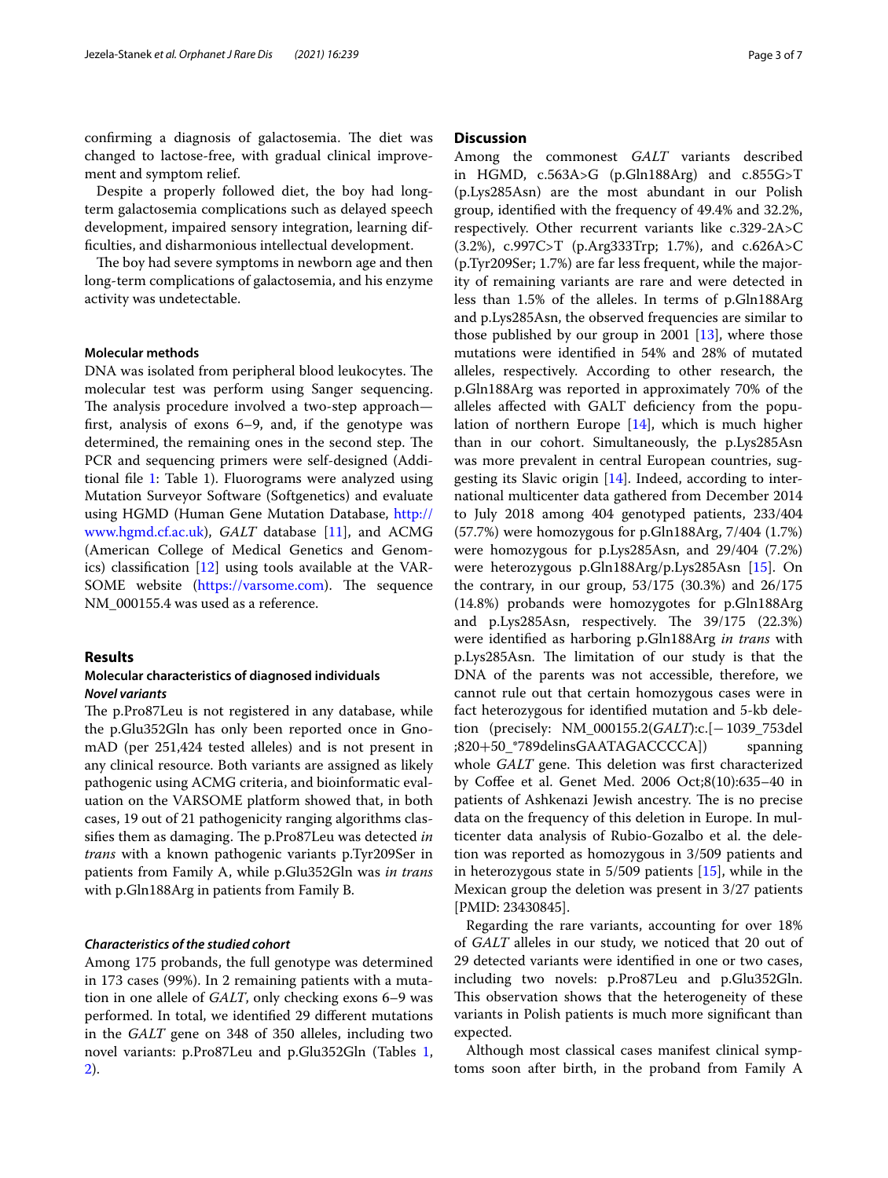confirming a diagnosis of galactosemia. The diet was changed to lactose-free, with gradual clinical improvement and symptom relief.

Despite a properly followed diet, the boy had long-term galactosemia complications such as delayed speech development, impaired sensory integration, learning difficulties, and disharmonious intellectual development.

The boy had severe symptoms in newborn age and then long-term complications of galactosemia, and his enzyme activity was undetectable.

### Molecular methods

DNA was isolated from peripheral blood leukocytes. The molecular test was perform using Sanger sequencing. The analysis procedure involved a two-step approach—first, analysis of exons 6–9, and, if the genotype was determined, the remaining ones in the second step. The PCR and sequencing primers were self-designed (Additional file 1: Table 1). Fluorograms were analyzed using Mutation Surveyor Software (Softgenetics) and evaluate using HGMD (Human Gene Mutation Database, http://www.hgmd.cf.ac.uk), *GALT* database [11], and ACMG (American College of Medical Genetics and Genomics) classification [12] using tools available at the VARSOME website (https://varsome.com). The sequence NM_000155.4 was used as a reference.

## Results

### Molecular characteristics of diagnosed individuals

#### *Novel variants*

The p.Pro87Leu is not registered in any database, while the p.Glu352Gln has only been reported once in GnomAD (per 251,424 tested alleles) and is not present in any clinical resource. Both variants are assigned as likely pathogenic using ACMG criteria, and bioinformatic evaluation on the VARSOME platform showed that, in both cases, 19 out of 21 pathogenicity ranging algorithms classifies them as damaging. The p.Pro87Leu was detected *in trans* with a known pathogenic variants p.Tyr209Ser in patients from Family A, while p.Glu352Gln was *in trans* with p.Gln188Arg in patients from Family B.

#### *Characteristics of the studied cohort*

Among 175 probands, the full genotype was determined in 173 cases (99%). In 2 remaining patients with a mutation in one allele of *GALT*, only checking exons 6–9 was performed. In total, we identified 29 different mutations in the *GALT* gene on 348 of 350 alleles, including two novel variants: p.Pro87Leu and p.Glu352Gln (Tables 1, 2).

## Discussion

Among the commonest *GALT* variants described in HGMD, c.563A>G (p.Gln188Arg) and c.855G>T (p.Lys285Asn) are the most abundant in our Polish group, identified with the frequency of 49.4% and 32.2%, respectively. Other recurrent variants like c.329-2A>C (3.2%), c.997C>T (p.Arg333Trp; 1.7%), and c.626A>C (p.Tyr209Ser; 1.7%) are far less frequent, while the majority of remaining variants are rare and were detected in less than 1.5% of the alleles. In terms of p.Gln188Arg and p.Lys285Asn, the observed frequencies are similar to those published by our group in 2001 [13], where those mutations were identified in 54% and 28% of mutated alleles, respectively. According to other research, the p.Gln188Arg was reported in approximately 70% of the alleles affected with GALT deficiency from the population of northern Europe [14], which is much higher than in our cohort. Simultaneously, the p.Lys285Asn was more prevalent in central European countries, suggesting its Slavic origin [14]. Indeed, according to international multicenter data gathered from December 2014 to July 2018 among 404 genotyped patients, 233/404 (57.7%) were homozygous for p.Gln188Arg, 7/404 (1.7%) were homozygous for p.Lys285Asn, and 29/404 (7.2%) were heterozygous p.Gln188Arg/p.Lys285Asn [15]. On the contrary, in our group, 53/175 (30.3%) and 26/175 (14.8%) probands were homozygotes for p.Gln188Arg and p.Lys285Asn, respectively. The 39/175 (22.3%) were identified as harboring p.Gln188Arg *in trans* with p.Lys285Asn. The limitation of our study is that the DNA of the parents was not accessible, therefore, we cannot rule out that certain homozygous cases were in fact heterozygous for identified mutation and 5-kb deletion (precisely: NM_000155.2(*GALT*):c.[−1039_753del;820+50_*789delinsGAATAGACCCCA]) spanning whole *GALT* gene. This deletion was first characterized by Coffee et al. Genet Med. 2006 Oct;8(10):635–40 in patients of Ashkenazi Jewish ancestry. The is no precise data on the frequency of this deletion in Europe. In multicenter data analysis of Rubio-Gozalbo et al. the deletion was reported as homozygous in 3/509 patients and in heterozygous state in 5/509 patients [15], while in the Mexican group the deletion was present in 3/27 patients [PMID: 23430845].

Regarding the rare variants, accounting for over 18% of *GALT* alleles in our study, we noticed that 20 out of 29 detected variants were identified in one or two cases, including two novels: p.Pro87Leu and p.Glu352Gln. This observation shows that the heterogeneity of these variants in Polish patients is much more significant than expected.

Although most classical cases manifest clinical symptoms soon after birth, in the proband from Family A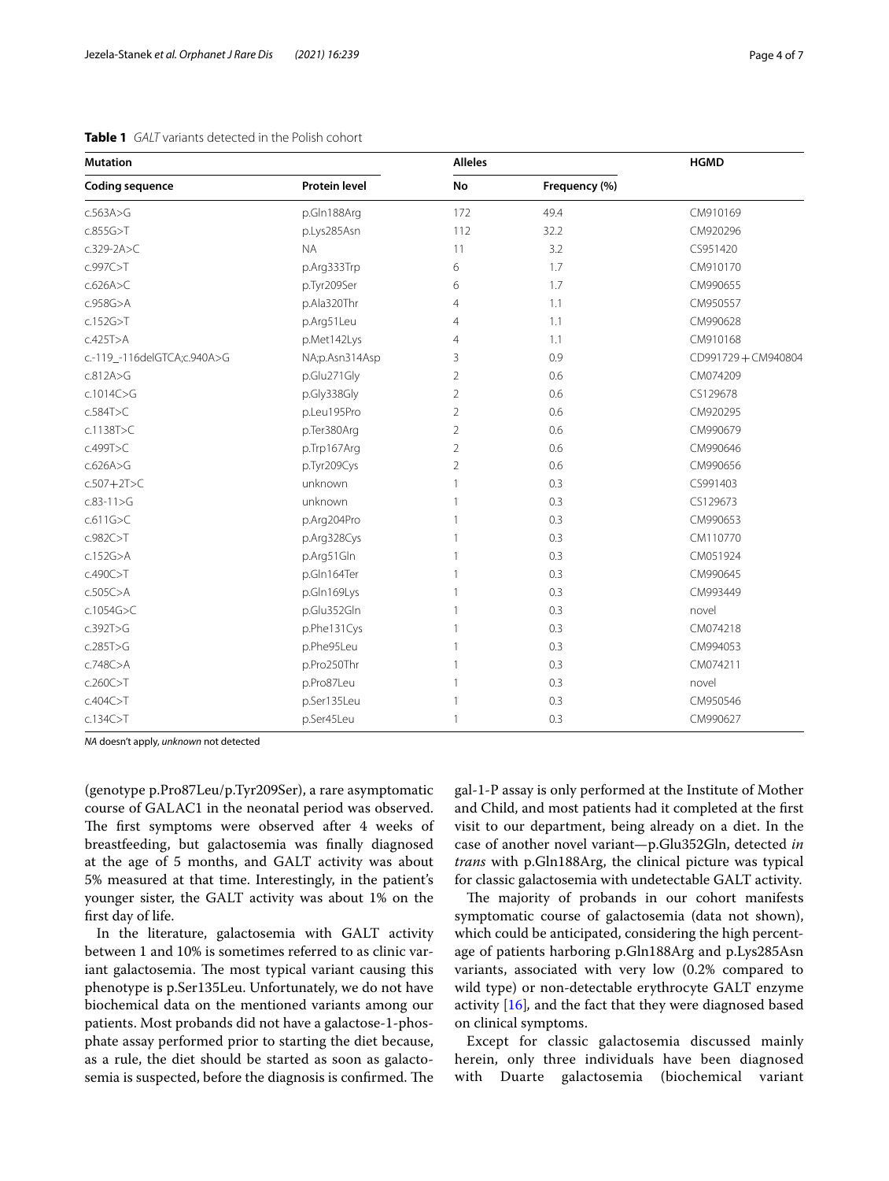**Table 1** *GALT* variants detected in the Polish cohort

| Mutation | | Alleles | | HGMD |
|---|---|---|---|---|
| Coding sequence | Protein level | No | Frequency (%) | |
| c.563A>G | p.Gln188Arg | 172 | 49.4 | CM910169 |
| c.855G>T | p.Lys285Asn | 112 | 32.2 | CM920296 |
| c.329-2A>C | NA | 11 | 3.2 | CS951420 |
| c.997C>T | p.Arg333Trp | 6 | 1.7 | CM910170 |
| c.626A>C | p.Tyr209Ser | 6 | 1.7 | CM990655 |
| c.958G>A | p.Ala320Thr | 4 | 1.1 | CM950557 |
| c.152G>T | p.Arg51Leu | 4 | 1.1 | CM990628 |
| c.425T>A | p.Met142Lys | 4 | 1.1 | CM910168 |
| c.-119_-116delGTCA;c.940A>G | NA;p.Asn314Asp | 3 | 0.9 | CD991729 + CM940804 |
| c.812A>G | p.Glu271Gly | 2 | 0.6 | CM074209 |
| c.1014C>G | p.Gly338Gly | 2 | 0.6 | CS129678 |
| c.584T>C | p.Leu195Pro | 2 | 0.6 | CM920295 |
| c.1138T>C | p.Ter380Arg | 2 | 0.6 | CM990679 |
| c.499T>C | p.Trp167Arg | 2 | 0.6 | CM990646 |
| c.626A>G | p.Tyr209Cys | 2 | 0.6 | CM990656 |
| c.507+2T>C | unknown | 1 | 0.3 | CS991403 |
| c.83-11>G | unknown | 1 | 0.3 | CS129673 |
| c.611G>C | p.Arg204Pro | 1 | 0.3 | CM990653 |
| c.982C>T | p.Arg328Cys | 1 | 0.3 | CM110770 |
| c.152G>A | p.Arg51Gln | 1 | 0.3 | CM051924 |
| c.490C>T | p.Gln164Ter | 1 | 0.3 | CM990645 |
| c.505C>A | p.Gln169Lys | 1 | 0.3 | CM993449 |
| c.1054G>C | p.Glu352Gln | 1 | 0.3 | novel |
| c.392T>G | p.Phe131Cys | 1 | 0.3 | CM074218 |
| c.285T>G | p.Phe95Leu | 1 | 0.3 | CM994053 |
| c.748C>A | p.Pro250Thr | 1 | 0.3 | CM074211 |
| c.260C>T | p.Pro87Leu | 1 | 0.3 | novel |
| c.404C>T | p.Ser135Leu | 1 | 0.3 | CM950546 |
| c.134C>T | p.Ser45Leu | 1 | 0.3 | CM990627 |

*NA* doesn't apply, *unknown* not detected

(genotype p.Pro87Leu/p.Tyr209Ser), a rare asymptomatic course of GALAC1 in the neonatal period was observed. The first symptoms were observed after 4 weeks of breastfeeding, but galactosemia was finally diagnosed at the age of 5 months, and GALT activity was about 5% measured at that time. Interestingly, in the patient's younger sister, the GALT activity was about 1% on the first day of life.

In the literature, galactosemia with GALT activity between 1 and 10% is sometimes referred to as clinic variant galactosemia. The most typical variant causing this phenotype is p.Ser135Leu. Unfortunately, we do not have biochemical data on the mentioned variants among our patients. Most probands did not have a galactose-1-phosphate assay performed prior to starting the diet because, as a rule, the diet should be started as soon as galactosemia is suspected, before the diagnosis is confirmed. The gal-1-P assay is only performed at the Institute of Mother and Child, and most patients had it completed at the first visit to our department, being already on a diet. In the case of another novel variant—p.Glu352Gln, detected *in trans* with p.Gln188Arg, the clinical picture was typical for classic galactosemia with undetectable GALT activity.

The majority of probands in our cohort manifests symptomatic course of galactosemia (data not shown), which could be anticipated, considering the high percentage of patients harboring p.Gln188Arg and p.Lys285Asn variants, associated with very low (0.2% compared to wild type) or non-detectable erythrocyte GALT enzyme activity [16], and the fact that they were diagnosed based on clinical symptoms.

Except for classic galactosemia discussed mainly herein, only three individuals have been diagnosed with Duarte galactosemia (biochemical variant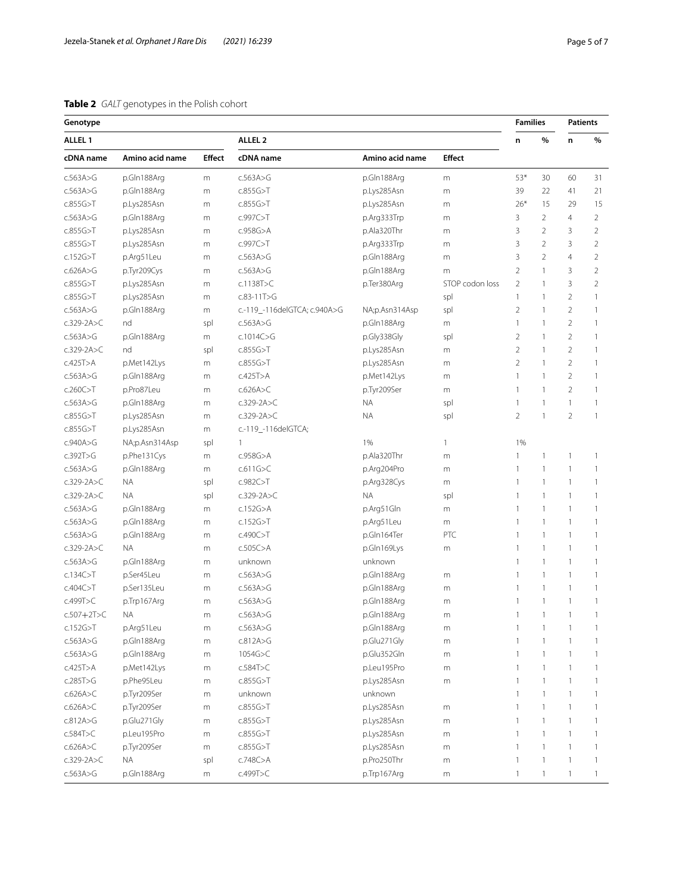**Table 2** *GALT* genotypes in the Polish cohort

| Genotype | | | | | | Families | | Patients | |
|---|---|---|---|---|---|---|---|---|---|
| ALLEL 1 | | | ALLEL 2 | | | n | % | n | % |
| cDNA name | Amino acid name | Effect | cDNA name | Amino acid name | Effect | | | | |
| c.563A>G | p.Gln188Arg | m | c.563A>G | p.Gln188Arg | m | 53* | 30 | 60 | 31 |
| c.563A>G | p.Gln188Arg | m | c.855G>T | p.Lys285Asn | m | 39 | 22 | 41 | 21 |
| c.855G>T | p.Lys285Asn | m | c.855G>T | p.Lys285Asn | m | 26* | 15 | 29 | 15 |
| c.563A>G | p.Gln188Arg | m | c.997C>T | p.Arg333Trp | m | 3 | 2 | 4 | 2 |
| c.855G>T | p.Lys285Asn | m | c.958G>A | p.Ala320Thr | m | 3 | 2 | 3 | 2 |
| c.855G>T | p.Lys285Asn | m | c.997C>T | p.Arg333Trp | m | 3 | 2 | 3 | 2 |
| c.152G>T | p.Arg51Leu | m | c.563A>G | p.Gln188Arg | m | 3 | 2 | 4 | 2 |
| c.626A>G | p.Tyr209Cys | m | c.563A>G | p.Gln188Arg | m | 2 | 1 | 3 | 2 |
| c.855G>T | p.Lys285Asn | m | c.1138T>C | p.Ter380Arg | STOP codon loss | 2 | 1 | 3 | 2 |
| c.855G>T | p.Lys285Asn | m | c.83-11T>G | | spl | 1 | 1 | 2 | 1 |
| c.563A>G | p.Gln188Arg | m | c.-119_-116delGTCA; c.940A>G | NA;p.Asn314Asp | spl | 2 | 1 | 2 | 1 |
| c.329-2A>C | nd | spl | c.563A>G | p.Gln188Arg | m | 1 | 1 | 2 | 1 |
| c.563A>G | p.Gln188Arg | m | c.1014C>G | p.Gly338Gly | spl | 2 | 1 | 2 | 1 |
| c.329-2A>C | nd | spl | c.855G>T | p.Lys285Asn | m | 2 | 1 | 2 | 1 |
| c.425T>A | p.Met142Lys | m | c.855G>T | p.Lys285Asn | m | 2 | 1 | 2 | 1 |
| c.563A>G | p.Gln188Arg | m | c.425T>A | p.Met142Lys | m | 1 | 1 | 2 | 1 |
| c.260C>T | p.Pro87Leu | m | c.626A>C | p.Tyr209Ser | m | 1 | 1 | 2 | 1 |
| c.563A>G | p.Gln188Arg | m | c.329-2A>C | NA | spl | 1 | 1 | 1 | 1 |
| c.855G>T | p.Lys285Asn | m | c.329-2A>C | NA | spl | 2 | 1 | 2 | 1 |
| c.855G>T | p.Lys285Asn | m | c.-119_-116delGTCA; | | | | | | |
| c.940A>G | NA;p.Asn314Asp | spl | 1 | 1% | 1 | 1% | | | |
| c.392T>G | p.Phe131Cys | m | c.958G>A | p.Ala320Thr | m | 1 | 1 | 1 | 1 |
| c.563A>G | p.Gln188Arg | m | c.611G>C | p.Arg204Pro | m | 1 | 1 | 1 | 1 |
| c.329-2A>C | NA | spl | c.982C>T | p.Arg328Cys | m | 1 | 1 | 1 | 1 |
| c.329-2A>C | NA | spl | c.329-2A>C | NA | spl | 1 | 1 | 1 | 1 |
| c.563A>G | p.Gln188Arg | m | c.152G>A | p.Arg51Gln | m | 1 | 1 | 1 | 1 |
| c.563A>G | p.Gln188Arg | m | c.152G>T | p.Arg51Leu | m | 1 | 1 | 1 | 1 |
| c.563A>G | p.Gln188Arg | m | c.490C>T | p.Gln164Ter | PTC | 1 | 1 | 1 | 1 |
| c.329-2A>C | NA | m | c.505C>A | p.Gln169Lys | m | 1 | 1 | 1 | 1 |
| c.563A>G | p.Gln188Arg | m | unknown | unknown | | 1 | 1 | 1 | 1 |
| c.134C>T | p.Ser45Leu | m | c.563A>G | p.Gln188Arg | m | 1 | 1 | 1 | 1 |
| c.404C>T | p.Ser135Leu | m | c.563A>G | p.Gln188Arg | m | 1 | 1 | 1 | 1 |
| c.499T>C | p.Trp167Arg | m | c.563A>G | p.Gln188Arg | m | 1 | 1 | 1 | 1 |
| c.507+2T>C | NA | m | c.563A>G | p.Gln188Arg | m | 1 | 1 | 1 | 1 |
| c.152G>T | p.Arg51Leu | m | c.563A>G | p.Gln188Arg | m | 1 | 1 | 1 | 1 |
| c.563A>G | p.Gln188Arg | m | c.812A>G | p.Glu271Gly | m | 1 | 1 | 1 | 1 |
| c.563A>G | p.Gln188Arg | m | 1054G>C | p.Glu352Gln | m | 1 | 1 | 1 | 1 |
| c.425T>A | p.Met142Lys | m | c.584T>C | p.Leu195Pro | m | 1 | 1 | 1 | 1 |
| c.285T>G | p.Phe95Leu | m | c.855G>T | p.Lys285Asn | m | 1 | 1 | 1 | 1 |
| c.626A>C | p.Tyr209Ser | m | unknown | unknown | | 1 | 1 | 1 | 1 |
| c.626A>C | p.Tyr209Ser | m | c.855G>T | p.Lys285Asn | m | 1 | 1 | 1 | 1 |
| c.812A>G | p.Glu271Gly | m | c.855G>T | p.Lys285Asn | m | 1 | 1 | 1 | 1 |
| c.584T>C | p.Leu195Pro | m | c.855G>T | p.Lys285Asn | m | 1 | 1 | 1 | 1 |
| c.626A>C | p.Tyr209Ser | m | c.855G>T | p.Lys285Asn | m | 1 | 1 | 1 | 1 |
| c.329-2A>C | NA | spl | c.748C>A | p.Pro250Thr | m | 1 | 1 | 1 | 1 |
| c.563A>G | p.Gln188Arg | m | c.499T>C | p.Trp167Arg | m | 1 | 1 | 1 | 1 |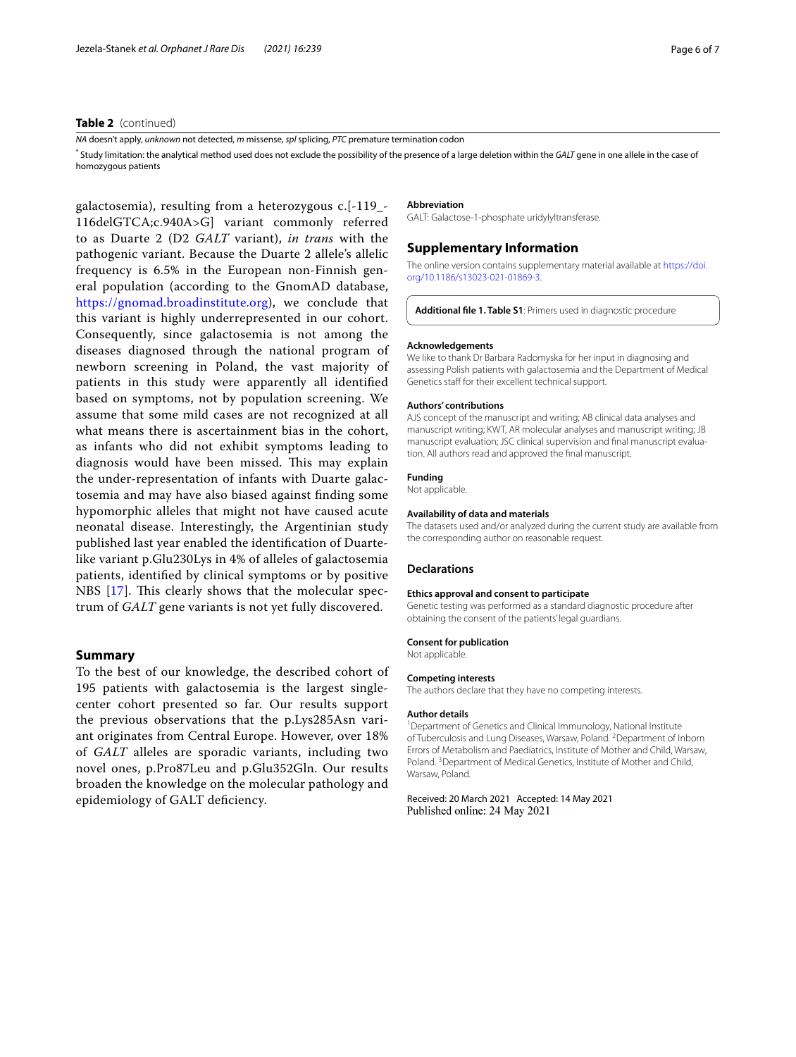**Table 2** (continued)

*NA* doesn't apply, *unknown* not detected, *m* missense, *spl* splicing, *PTC* premature termination codon

* Study limitation: the analytical method used does not exclude the possibility of the presence of a large deletion within the *GALT* gene in one allele in the case of homozygous patients

galactosemia), resulting from a heterozygous c.[-119_-116delGTCA;c.940A>G] variant commonly referred to as Duarte 2 (D2 *GALT* variant), *in trans* with the pathogenic variant. Because the Duarte 2 allele's allelic frequency is 6.5% in the European non-Finnish general population (according to the GnomAD database, https://gnomad.broadinstitute.org), we conclude that this variant is highly underrepresented in our cohort. Consequently, since galactosemia is not among the diseases diagnosed through the national program of newborn screening in Poland, the vast majority of patients in this study were apparently all identified based on symptoms, not by population screening. We assume that some mild cases are not recognized at all what means there is ascertainment bias in the cohort, as infants who did not exhibit symptoms leading to diagnosis would have been missed. This may explain the under-representation of infants with Duarte galactosemia and may have also biased against finding some hypomorphic alleles that might not have caused acute neonatal disease. Interestingly, the Argentinian study published last year enabled the identification of Duarte-like variant p.Glu230Lys in 4% of alleles of galactosemia patients, identified by clinical symptoms or by positive NBS [17]. This clearly shows that the molecular spectrum of *GALT* gene variants is not yet fully discovered.

## Summary

To the best of our knowledge, the described cohort of 195 patients with galactosemia is the largest single-center cohort presented so far. Our results support the previous observations that the p.Lys285Asn variant originates from Central Europe. However, over 18% of *GALT* alleles are sporadic variants, including two novel ones, p.Pro87Leu and p.Glu352Gln. Our results broaden the knowledge on the molecular pathology and epidemiology of GALT deficiency.

#### Abbreviation

GALT: Galactose-1-phosphate uridylyltransferase.

## Supplementary Information

The online version contains supplementary material available at https://doi.org/10.1186/s13023-021-01869-3.

**Additional file 1. Table S1**: Primers used in diagnostic procedure

#### Acknowledgements

We like to thank Dr Barbara Radomyska for her input in diagnosing and assessing Polish patients with galactosemia and the Department of Medical Genetics staff for their excellent technical support.

#### Authors' contributions

AJS concept of the manuscript and writing; AB clinical data analyses and manuscript writing; KWT, AR molecular analyses and manuscript writing; JB manuscript evaluation; JSC clinical supervision and final manuscript evaluation. All authors read and approved the final manuscript.

#### Funding

Not applicable.

#### Availability of data and materials

The datasets used and/or analyzed during the current study are available from the corresponding author on reasonable request.

## Declarations

#### Ethics approval and consent to participate

Genetic testing was performed as a standard diagnostic procedure after obtaining the consent of the patients' legal guardians.

#### Consent for publication

Not applicable.

#### Competing interests

The authors declare that they have no competing interests.

#### Author details

[1]Department of Genetics and Clinical Immunology, National Institute of Tuberculosis and Lung Diseases, Warsaw, Poland. [2]Department of Inborn Errors of Metabolism and Paediatrics, Institute of Mother and Child, Warsaw, Poland. [3]Department of Medical Genetics, Institute of Mother and Child, Warsaw, Poland.

Received: 20 March 2021 Accepted: 14 May 2021
Published online: 24 May 2021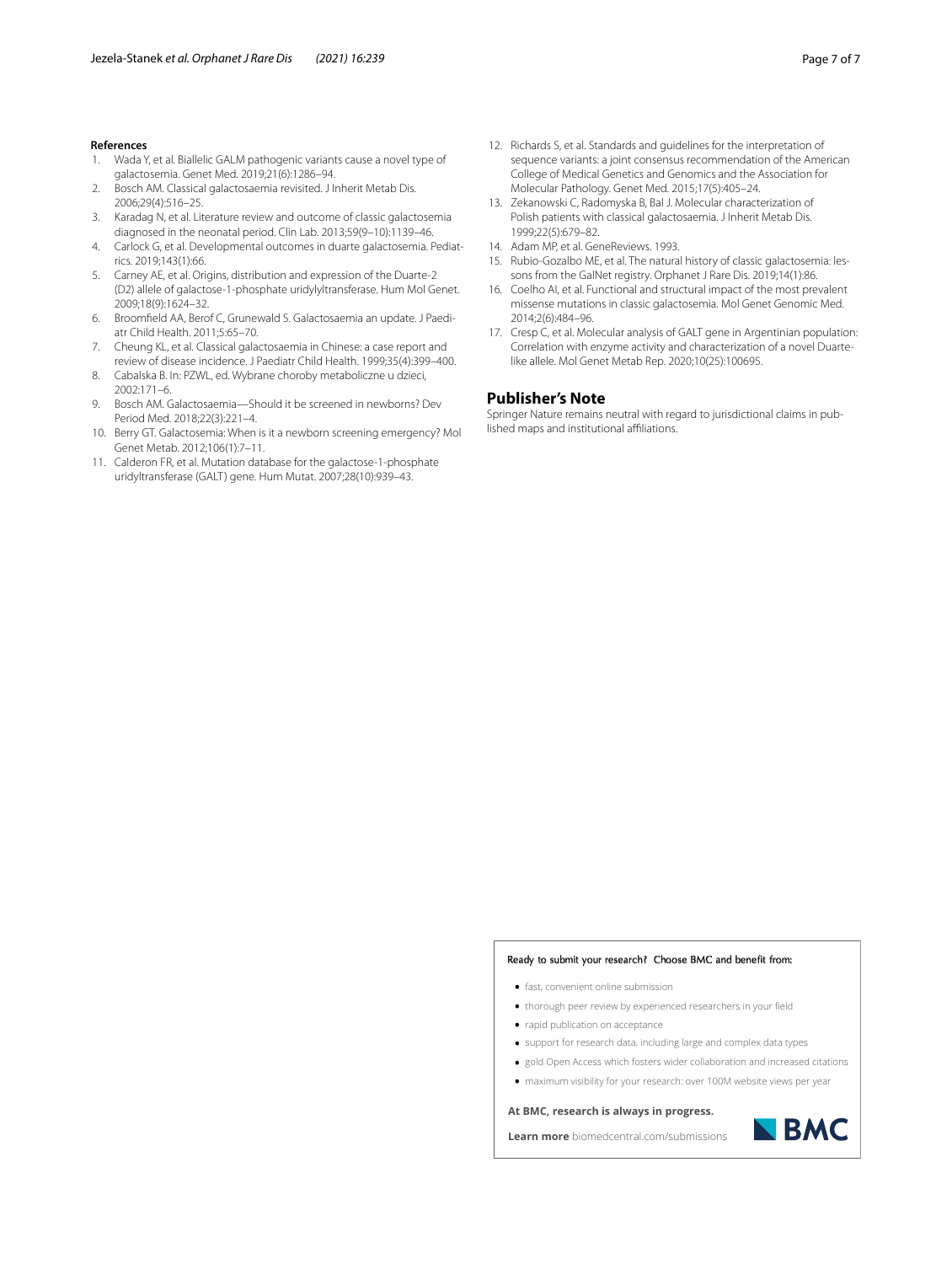### References

1. Wada Y, et al. Biallelic GALM pathogenic variants cause a novel type of galactosemia. Genet Med. 2019;21(6):1286–94.
2. Bosch AM. Classical galactosaemia revisited. J Inherit Metab Dis. 2006;29(4):516–25.
3. Karadag N, et al. Literature review and outcome of classic galactosemia diagnosed in the neonatal period. Clin Lab. 2013;59(9–10):1139–46.
4. Carlock G, et al. Developmental outcomes in duarte galactosemia. Pediatrics. 2019;143(1):66.
5. Carney AE, et al. Origins, distribution and expression of the Duarte-2 (D2) allele of galactose-1-phosphate uridylyltransferase. Hum Mol Genet. 2009;18(9):1624–32.
6. Broomfield AA, Berof C, Grunewald S. Galactosaemia an update. J Paediatr Child Health. 2011;5:65–70.
7. Cheung KL, et al. Classical galactosaemia in Chinese: a case report and review of disease incidence. J Paediatr Child Health. 1999;35(4):399–400.
8. Cabalska B. In: PZWL, ed. Wybrane choroby metaboliczne u dzieci, 2002:171–6.
9. Bosch AM. Galactosaemia—Should it be screened in newborns? Dev Period Med. 2018;22(3):221–4.
10. Berry GT. Galactosemia: When is it a newborn screening emergency? Mol Genet Metab. 2012;106(1):7–11.
11. Calderon FR, et al. Mutation database for the galactose-1-phosphate uridyltransferase (GALT) gene. Hum Mutat. 2007;28(10):939–43.
12. Richards S, et al. Standards and guidelines for the interpretation of sequence variants: a joint consensus recommendation of the American College of Medical Genetics and Genomics and the Association for Molecular Pathology. Genet Med. 2015;17(5):405–24.
13. Zekanowski C, Radomyska B, Bal J. Molecular characterization of Polish patients with classical galactosaemia. J Inherit Metab Dis. 1999;22(5):679–82.
14. Adam MP, et al. GeneReviews. 1993.
15. Rubio-Gozalbo ME, et al. The natural history of classic galactosemia: lessons from the GalNet registry. Orphanet J Rare Dis. 2019;14(1):86.
16. Coelho AI, et al. Functional and structural impact of the most prevalent missense mutations in classic galactosemia. Mol Genet Genomic Med. 2014;2(6):484–96.
17. Cresp C, et al. Molecular analysis of GALT gene in Argentinian population: Correlation with enzyme activity and characterization of a novel Duarte-like allele. Mol Genet Metab Rep. 2020;10(25):100695.

## Publisher's Note

Springer Nature remains neutral with regard to jurisdictional claims in published maps and institutional affiliations.

Ready to submit your research? Choose BMC and benefit from:

- fast, convenient online submission
- thorough peer review by experienced researchers in your field
- rapid publication on acceptance
- support for research data, including large and complex data types
- gold Open Access which fosters wider collaboration and increased citations
- maximum visibility for your research: over 100M website views per year

**At BMC, research is always in progress.**

**Learn more** biomedcentral.com/submissions

BMC